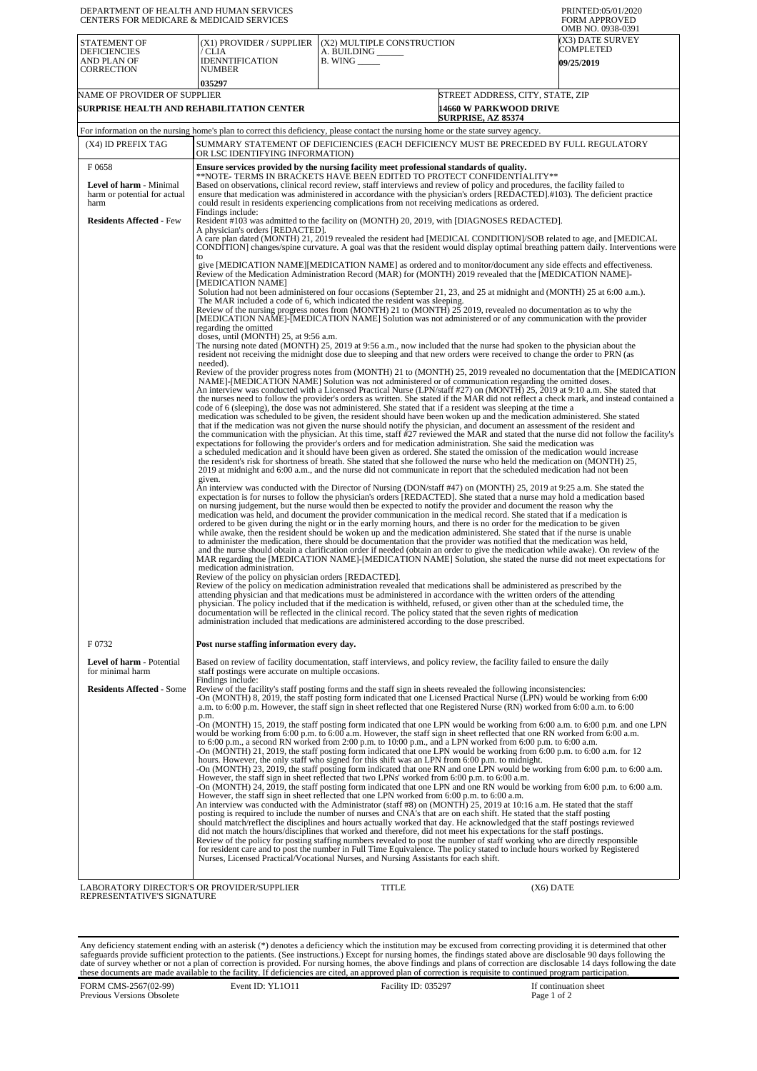DEPARTMENT OF HEALTH AND HUMAN SERVICES
CENTERS FOR MEDICARE & MEDICAID SERVICES

PRINTED:05/01/2020
FORM APPROVED
OMB NO. 0938-0391

| STATEMENT OF DEFICIENCIES AND PLAN OF CORRECTION | (X1) PROVIDER / SUPPLIER / CLIA IDENNTIFICATION NUMBER | (X2) MULTIPLE CONSTRUCTION | (X3) DATE SURVEY COMPLETED |
|---|---|---|---|
| | 035297 | A. BUILDING ______ B. WING _____ | 09/25/2019 |

| NAME OF PROVIDER OF SUPPLIER | STREET ADDRESS, CITY, STATE, ZIP |
|---|---|
| SURPRISE HEALTH AND REHABILITATION CENTER | 14660 W PARKWOOD DRIVE SURPRISE, AZ 85374 |

For information on the nursing home's plan to correct this deficiency, please contact the nursing home or the state survey agency.

| (X4) ID PREFIX TAG | SUMMARY STATEMENT OF DEFICIENCIES (EACH DEFICIENCY MUST BE PRECEDED BY FULL REGULATORY OR LSC IDENTIFYING INFORMATION) |
|---|---|
| F 0658<br><br>**Level of harm** - Minimal harm or potential for actual harm<br><br>**Residents Affected** - Few | **Ensure services provided by the nursing facility meet professional standards of quality.**<br>**NOTE- TERMS IN BRACKETS HAVE BEEN EDITED TO PROTECT CONFIDENTIALITY**<br>Based on observations, clinical record review, staff interviews and review of policy and procedures, the facility failed to ensure that medication was administered in accordance with the physician's orders [REDACTED].#103). The deficient practice could result in residents experiencing complications from not receiving medications as ordered.<br>Findings include:<br>Resident #103 was admitted to the facility on (MONTH) 20, 2019, with [DIAGNOSES REDACTED].<br>A physician's orders [REDACTED].<br>A care plan dated (MONTH) 21, 2019 revealed the resident had [MEDICAL CONDITION]/SOB related to age, and [MEDICAL CONDITION] changes/spine curvature. A goal was that the resident would display optimal breathing pattern daily. Interventions were to<br>give [MEDICATION NAME][MEDICATION NAME] as ordered and to monitor/document any side effects and effectiveness.<br>Review of the Medication Administration Record (MAR) for (MONTH) 2019 revealed that the [MEDICATION NAME]-[MEDICATION NAME]<br>Solution had not been administered on four occasions (September 21, 23, and 25 at midnight and (MONTH) 25 at 6:00 a.m.).<br>The MAR included a code of 6, which indicated the resident was sleeping.<br>Review of the nursing progress notes from (MONTH) 21 to (MONTH) 25 2019, revealed no documentation as to why the [MEDICATION NAME]-[MEDICATION NAME] Solution was not administered or of any communication with the provider regarding the omitted<br>doses, until (MONTH) 25, at 9:56 a.m.<br>The nursing note dated (MONTH) 25, 2019 at 9:56 a.m., now included that the nurse had spoken to the physician about the resident not receiving the midnight dose due to sleeping and that new orders were received to change the order to PRN (as needed).<br>Review of the provider progress notes from (MONTH) 21 to (MONTH) 25, 2019 revealed no documentation that the [MEDICATION NAME]-[MEDICATION NAME] Solution was not administered or of communication regarding the omitted doses.<br>An interview was conducted with a Licensed Practical Nurse (LPN/staff #27) on (MONTH) 25, 2019 at 9:10 a.m. She stated that the nurses need to follow the provider's orders as written. She stated if the MAR did not reflect a check mark, and instead contained a code of 6 (sleeping), the dose was not administered. She stated that if a resident was sleeping at the time a<br>medication was scheduled to be given, the resident should have been woken up and the medication administered. She stated that if the medication was not given the nurse should notify the physician, and document an assessment of the resident and the communication with the physician. At this time, staff #27 reviewed the MAR and stated that the nurse did not follow the facility's expectations for following the provider's orders and for medication administration. She said the medication was<br>a scheduled medication and it should have been given as ordered. She stated the omission of the medication would increase the resident's risk for shortness of breath. She stated that she followed the nurse who held the medication on (MONTH) 25, 2019 at midnight and 6:00 a.m., and the nurse did not communicate in report that the scheduled medication had not been given.<br>An interview was conducted with the Director of Nursing (DON/staff #47) on (MONTH) 25, 2019 at 9:25 a.m. She stated the expectation is for nurses to follow the physician's orders [REDACTED]. She stated that a nurse may hold a medication based on nursing judgement, but the nurse would then be expected to notify the provider and document the reason why the medication was held, and document the provider communication in the medical record. She stated that if a medication is ordered to be given during the night or in the early morning hours, and there is no order for the medication to be given while awake, then the resident should be woken up and the medication administered. She stated that if the nurse is unable to administer the medication, there should be documentation that the provider was notified that the medication was held, and the nurse should obtain a clarification order if needed (obtain an order to give the medication while awake). On review of the MAR regarding the [MEDICATION NAME]-[MEDICATION NAME] Solution, she stated the nurse did not meet expectations for medication administration.<br>Review of the policy on physician orders [REDACTED].<br>Review of the policy on medication administration revealed that medications shall be administered as prescribed by the attending physician and that medications must be administered in accordance with the written orders of the attending physician. The policy included that if the medication is withheld, refused, or given other than at the scheduled time, the documentation will be reflected in the clinical record. The policy stated that the seven rights of medication administration included that medications are administered according to the dose prescribed. |
| F 0732<br><br>**Level of harm** - Potential for minimal harm<br><br>**Residents Affected** - Some | **Post nurse staffing information every day.**<br><br>Based on review of facility documentation, staff interviews, and policy review, the facility failed to ensure the daily staff postings were accurate on multiple occasions.<br>Findings include:<br>Review of the facility's staff posting forms and the staff sign in sheets revealed the following inconsistencies:<br>-On (MONTH) 8, 2019, the staff posting form indicated that one Licensed Practical Nurse (LPN) would be working from 6:00 a.m. to 6:00 p.m. However, the staff sign in sheet reflected that one Registered Nurse (RN) worked from 6:00 a.m. to 6:00 p.m.<br>-On (MONTH) 15, 2019, the staff posting form indicated that one LPN would be working from 6:00 a.m. to 6:00 p.m. and one LPN would be working from 6:00 p.m. to 6:00 a.m. However, the staff sign in sheet reflected that one RN worked from 6:00 a.m. to 6:00 p.m., a second RN worked from 2:00 p.m. to 10:00 p.m., and a LPN worked from 6:00 p.m. to 6:00 a.m.<br>-On (MONTH) 21, 2019, the staff posting form indicated that one LPN would be working from 6:00 p.m. to 6:00 a.m. for 12 hours. However, the only staff who signed for this shift was an LPN from 6:00 p.m. to midnight.<br>-On (MONTH) 23, 2019, the staff posting form indicated that one RN and one LPN would be working from 6:00 p.m. to 6:00 a.m. However, the staff sign in sheet reflected that two LPNs' worked from 6:00 p.m. to 6:00 a.m.<br>-On (MONTH) 24, 2019, the staff posting form indicated that one LPN and one RN would be working from 6:00 p.m. to 6:00 a.m. However, the staff sign in sheet reflected that one LPN worked from 6:00 p.m. to 6:00 a.m.<br>An interview was conducted with the Administrator (staff #8) on (MONTH) 25, 2019 at 10:16 a.m. He stated that the staff posting is required to include the number of nurses and CNA's that are on each shift. He stated that the staff posting should match/reflect the disciplines and hours actually worked that day. He acknowledged that the staff postings reviewed did not match the hours/disciplines that worked and therefore, did not meet his expectations for the staff postings.<br>Review of the policy for posting staffing numbers revealed to post the number of staff working who are directly responsible for resident care and to post the number in Full Time Equivalence. The policy stated to include hours worked by Registered Nurses, Licensed Practical/Vocational Nurses, and Nursing Assistants for each shift. |

| LABORATORY DIRECTOR'S OR PROVIDER/SUPPLIER REPRESENTATIVE'S SIGNATURE | TITLE | (X6) DATE |
|---|---|---|

Any deficiency statement ending with an asterisk (*) denotes a deficiency which the institution may be excused from correcting providing it is determined that other safeguards provide sufficient protection to the patients. (See instructions.) Except for nursing homes, the findings stated above are disclosable 90 days following the date of survey whether or not a plan of correction is provided. For nursing homes, the above findings and plans of correction are disclosable 14 days following the date these documents are made available to the facility. If deficiencies are cited, an approved plan of correction is requisite to continued program participation.

FORM CMS-2567(02-99) Previous Versions Obsolete | Event ID: YL1O11 | Facility ID: 035297 | If continuation sheet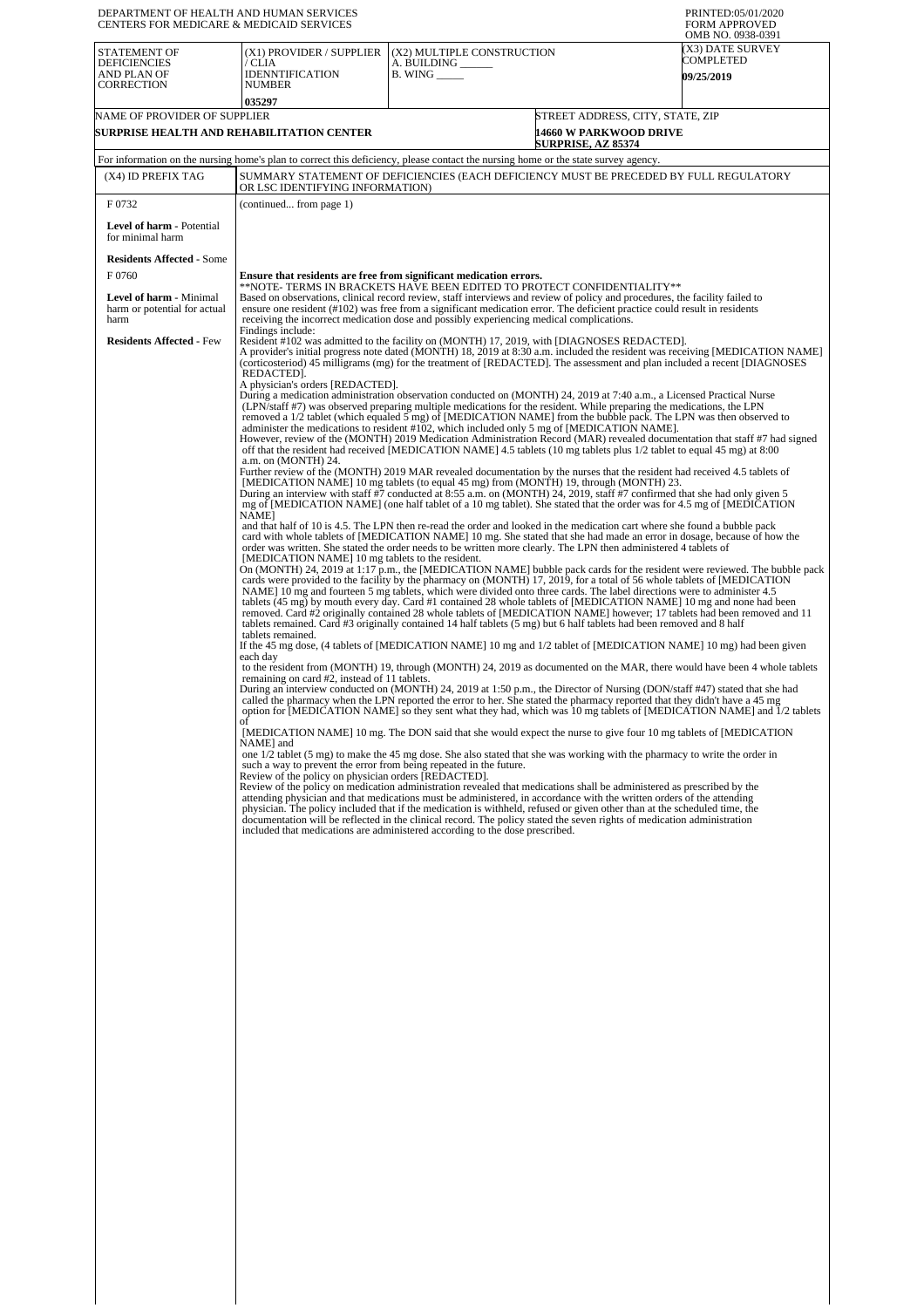DEPARTMENT OF HEALTH AND HUMAN SERVICES
CENTERS FOR MEDICARE & MEDICAID SERVICES

PRINTED:05/01/2020
FORM APPROVED
OMB NO. 0938-0391

| STATEMENT OF DEFICIENCIES AND PLAN OF CORRECTION | (X1) PROVIDER / SUPPLIER / CLIA IDENNTIFICATION NUMBER | (X2) MULTIPLE CONSTRUCTION A. BUILDING ______ B. WING _____ | (X3) DATE SURVEY COMPLETED |
|---|---|---|---|
| | 035297 | | 09/25/2019 |

| NAME OF PROVIDER OF SUPPLIER | STREET ADDRESS, CITY, STATE, ZIP |
|---|---|
| SURPRISE HEALTH AND REHABILITATION CENTER | 14660 W PARKWOOD DRIVE SURPRISE, AZ 85374 |

For information on the nursing home's plan to correct this deficiency, please contact the nursing home or the state survey agency.

| (X4) ID PREFIX TAG | SUMMARY STATEMENT OF DEFICIENCIES (EACH DEFICIENCY MUST BE PRECEDED BY FULL REGULATORY OR LSC IDENTIFYING INFORMATION) |
|---|---|
| F 0732 **Level of harm** - Potential for minimal harm **Residents Affected** - Some | (continued... from page 1) |
| F 0760 **Level of harm** - Minimal harm or potential for actual harm **Residents Affected** - Few | **Ensure that residents are free from significant medication errors.** **NOTE- TERMS IN BRACKETS HAVE BEEN EDITED TO PROTECT CONFIDENTIALITY** Based on observations, clinical record review, staff interviews and review of policy and procedures, the facility failed to ensure one resident (#102) was free from a significant medication error. The deficient practice could result in residents receiving the incorrect medication dose and possibly experiencing medical complications. Findings include: Resident #102 was admitted to the facility on (MONTH) 17, 2019, with [DIAGNOSES REDACTED]. A provider's initial progress note dated (MONTH) 18, 2019 at 8:30 a.m. included the resident was receiving [MEDICATION NAME] (corticosteriod) 45 milligrams (mg) for the treatment of [REDACTED]. The assessment and plan included a recent [DIAGNOSES REDACTED]. A physician's orders [REDACTED]. During a medication administration observation conducted on (MONTH) 24, 2019 at 7:40 a.m., a Licensed Practical Nurse (LPN/staff #7) was observed preparing multiple medications for the resident. While preparing the medications, the LPN removed a 1/2 tablet (which equaled 5 mg) of [MEDICATION NAME] from the bubble pack. The LPN was then observed to administer the medications to resident #102, which included only 5 mg of [MEDICATION NAME]. However, review of the (MONTH) 2019 Medication Administration Record (MAR) revealed documentation that staff #7 had signed off that the resident had received [MEDICATION NAME] 4.5 tablets (10 mg tablets plus 1/2 tablet to equal 45 mg) at 8:00 a.m. on (MONTH) 24. Further review of the (MONTH) 2019 MAR revealed documentation by the nurses that the resident had received 4.5 tablets of [MEDICATION NAME] 10 mg tablets (to equal 45 mg) from (MONTH) 19, through (MONTH) 23. During an interview with staff #7 conducted at 8:55 a.m. on (MONTH) 24, 2019, staff #7 confirmed that she had only given 5 mg of [MEDICATION NAME] (one half tablet of a 10 mg tablet). She stated that the order was for 4.5 mg of [MEDICATION NAME] and that half of 10 is 4.5. The LPN then re-read the order and looked in the medication cart where she found a bubble pack card with whole tablets of [MEDICATION NAME] 10 mg. She stated that she had made an error in dosage, because of how the order was written. She stated the order needs to be written more clearly. The LPN then administered 4 tablets of [MEDICATION NAME] 10 mg tablets to the resident. On (MONTH) 24, 2019 at 1:17 p.m., the [MEDICATION NAME] bubble pack cards for the resident were reviewed. The bubble pack cards were provided to the facility by the pharmacy on (MONTH) 17, 2019, for a total of 56 whole tablets of [MEDICATION NAME] 10 mg and fourteen 5 mg tablets, which were divided onto three cards. The label directions were to administer 4.5 tablets (45 mg) by mouth every day. Card #1 contained 28 whole tablets of [MEDICATION NAME] 10 mg and none had been removed. Card #2 originally contained 28 whole tablets of [MEDICATION NAME] however; 17 tablets had been removed and 11 tablets remained. Card #3 originally contained 14 half tablets (5 mg) but 6 half tablets had been removed and 8 half tablets remained. If the 45 mg dose, (4 tablets of [MEDICATION NAME] 10 mg and 1/2 tablet of [MEDICATION NAME] 10 mg) had been given each day to the resident from (MONTH) 19, through (MONTH) 24, 2019 as documented on the MAR, there would have been 4 whole tablets remaining on card #2, instead of 11 tablets. During an interview conducted on (MONTH) 24, 2019 at 1:50 p.m., the Director of Nursing (DON/staff #47) stated that she had called the pharmacy when the LPN reported the error to her. She stated the pharmacy reported that they didn't have a 45 mg option for [MEDICATION NAME] so they sent what they had, which was 10 mg tablets of [MEDICATION NAME] and 1/2 tablets of [MEDICATION NAME] 10 mg. The DON said that she would expect the nurse to give four 10 mg tablets of [MEDICATION NAME] and one 1/2 tablet (5 mg) to make the 45 mg dose. She also stated that she was working with the pharmacy to write the order in such a way to prevent the error from being repeated in the future. Review of the policy on physician orders [REDACTED]. Review of the policy on medication administration revealed that medications shall be administered as prescribed by the attending physician and that medications must be administered, in accordance with the written orders of the attending physician. The policy included that if the medication is withheld, refused or given other than at the scheduled time, the documentation will be reflected in the clinical record. The policy stated the seven rights of medication administration included that medications are administered according to the dose prescribed. |